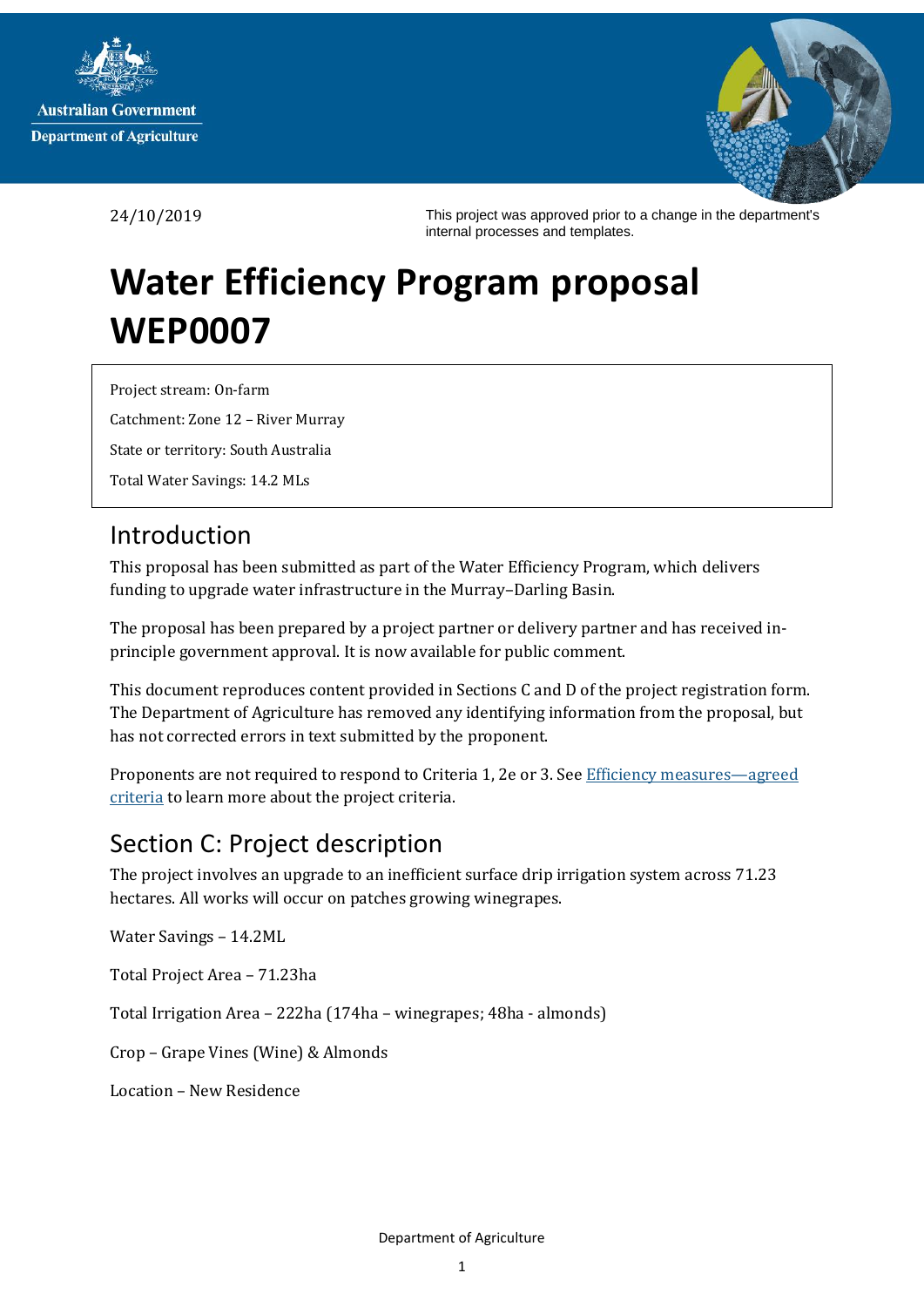24/10/2019

This project was approved prior to a change in the department's internal processes and templates.

# Water Efficiency Program proposal WEP0007

Project stream: On-farm

Catchment: Zone 12 – River Murray

State or territory: South Australia

Total Water Savings: 14.2 MLs

## Introduction

This proposal has been submitted as part of the Water Efficiency Program, which delivers funding to upgrade water infrastructure in the Murray–Darling Basin.

The proposal has been prepared by a project partner or delivery partner and has received in-principle government approval. It is now available for public comment.

This document reproduces content provided in Sections C and D of the project registration form. The Department of Agriculture has removed any identifying information from the proposal, but has not corrected errors in text submitted by the proponent.

Proponents are not required to respond to Criteria 1, 2e or 3. See [Efficiency measures—agreed criteria]() to learn more about the project criteria.

## Section C: Project description

The project involves an upgrade to an inefficient surface drip irrigation system across 71.23 hectares. All works will occur on patches growing winegrapes.

Water Savings – 14.2ML

Total Project Area – 71.23ha

Total Irrigation Area – 222ha (174ha – winegrapes; 48ha - almonds)

Crop – Grape Vines (Wine) & Almonds

Location – New Residence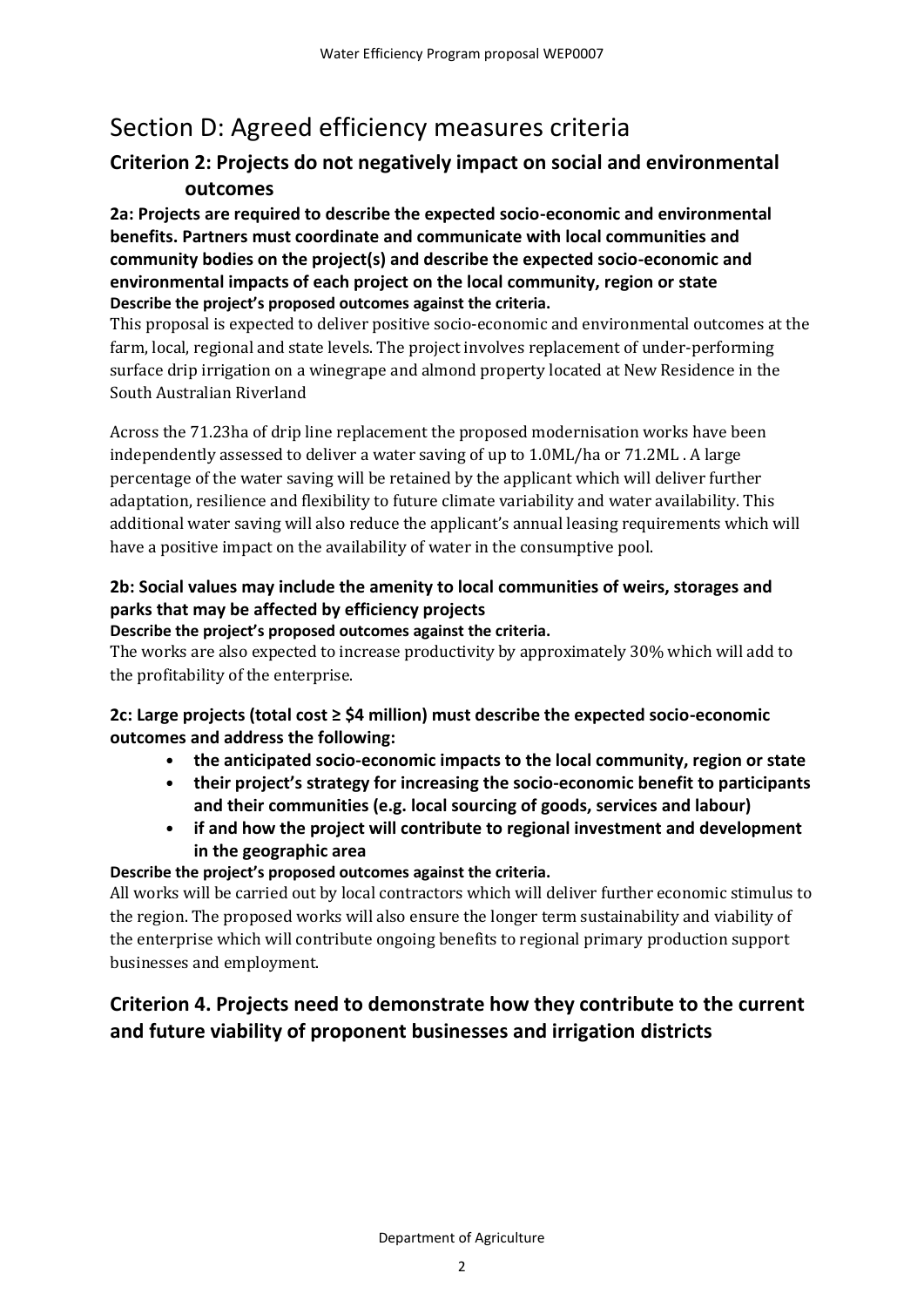# Section D: Agreed efficiency measures criteria

## Criterion 2: Projects do not negatively impact on social and environmental outcomes

**2a: Projects are required to describe the expected socio-economic and environmental benefits. Partners must coordinate and communicate with local communities and community bodies on the project(s) and describe the expected socio-economic and environmental impacts of each project on the local community, region or state**

**Describe the project's proposed outcomes against the criteria.**

This proposal is expected to deliver positive socio-economic and environmental outcomes at the farm, local, regional and state levels. The project involves replacement of under-performing surface drip irrigation on a winegrape and almond property located at New Residence in the South Australian Riverland

Across the 71.23ha of drip line replacement the proposed modernisation works have been independently assessed to deliver a water saving of up to 1.0ML/ha or 71.2ML . A large percentage of the water saving will be retained by the applicant which will deliver further adaptation, resilience and flexibility to future climate variability and water availability. This additional water saving will also reduce the applicant's annual leasing requirements which will have a positive impact on the availability of water in the consumptive pool.

**2b: Social values may include the amenity to local communities of weirs, storages and parks that may be affected by efficiency projects**

**Describe the project's proposed outcomes against the criteria.**

The works are also expected to increase productivity by approximately 30% which will add to the profitability of the enterprise.

**2c: Large projects (total cost ≥ $4 million) must describe the expected socio-economic outcomes and address the following:**

- **the anticipated socio-economic impacts to the local community, region or state**
- **their project's strategy for increasing the socio-economic benefit to participants and their communities (e.g. local sourcing of goods, services and labour)**
- **if and how the project will contribute to regional investment and development in the geographic area**

**Describe the project's proposed outcomes against the criteria.**

All works will be carried out by local contractors which will deliver further economic stimulus to the region. The proposed works will also ensure the longer term sustainability and viability of the enterprise which will contribute ongoing benefits to regional primary production support businesses and employment.

## Criterion 4. Projects need to demonstrate how they contribute to the current and future viability of proponent businesses and irrigation districts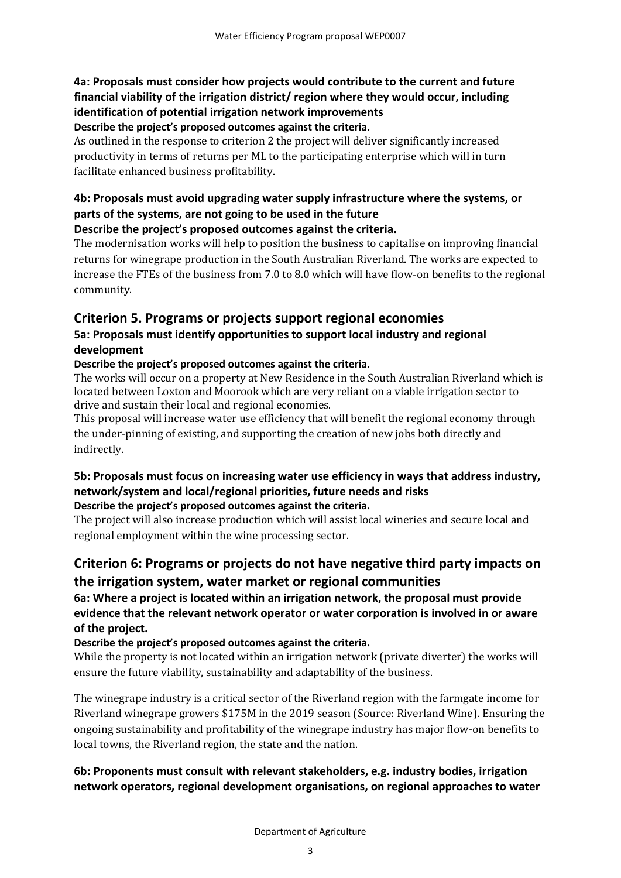**4a: Proposals must consider how projects would contribute to the current and future financial viability of the irrigation district/ region where they would occur, including identification of potential irrigation network improvements**

**Describe the project's proposed outcomes against the criteria.**

As outlined in the response to criterion 2 the project will deliver significantly increased productivity in terms of returns per ML to the participating enterprise which will in turn facilitate enhanced business profitability.

**4b: Proposals must avoid upgrading water supply infrastructure where the systems, or parts of the systems, are not going to be used in the future**

**Describe the project's proposed outcomes against the criteria.**

The modernisation works will help to position the business to capitalise on improving financial returns for winegrape production in the South Australian Riverland. The works are expected to increase the FTEs of the business from 7.0 to 8.0 which will have flow-on benefits to the regional community.

## Criterion 5. Programs or projects support regional economies

**5a: Proposals must identify opportunities to support local industry and regional development**

**Describe the project's proposed outcomes against the criteria.**

The works will occur on a property at New Residence in the South Australian Riverland which is located between Loxton and Moorook which are very reliant on a viable irrigation sector to drive and sustain their local and regional economies.

This proposal will increase water use efficiency that will benefit the regional economy through the under-pinning of existing, and supporting the creation of new jobs both directly and indirectly.

**5b: Proposals must focus on increasing water use efficiency in ways that address industry, network/system and local/regional priorities, future needs and risks**

**Describe the project's proposed outcomes against the criteria.**

The project will also increase production which will assist local wineries and secure local and regional employment within the wine processing sector.

## Criterion 6: Programs or projects do not have negative third party impacts on the irrigation system, water market or regional communities

**6a: Where a project is located within an irrigation network, the proposal must provide evidence that the relevant network operator or water corporation is involved in or aware of the project.**

**Describe the project's proposed outcomes against the criteria.**

While the property is not located within an irrigation network (private diverter) the works will ensure the future viability, sustainability and adaptability of the business.

The winegrape industry is a critical sector of the Riverland region with the farmgate income for Riverland winegrape growers $175M in the 2019 season (Source: Riverland Wine). Ensuring the ongoing sustainability and profitability of the winegrape industry has major flow-on benefits to local towns, the Riverland region, the state and the nation.

**6b: Proponents must consult with relevant stakeholders, e.g. industry bodies, irrigation network operators, regional development organisations, on regional approaches to water**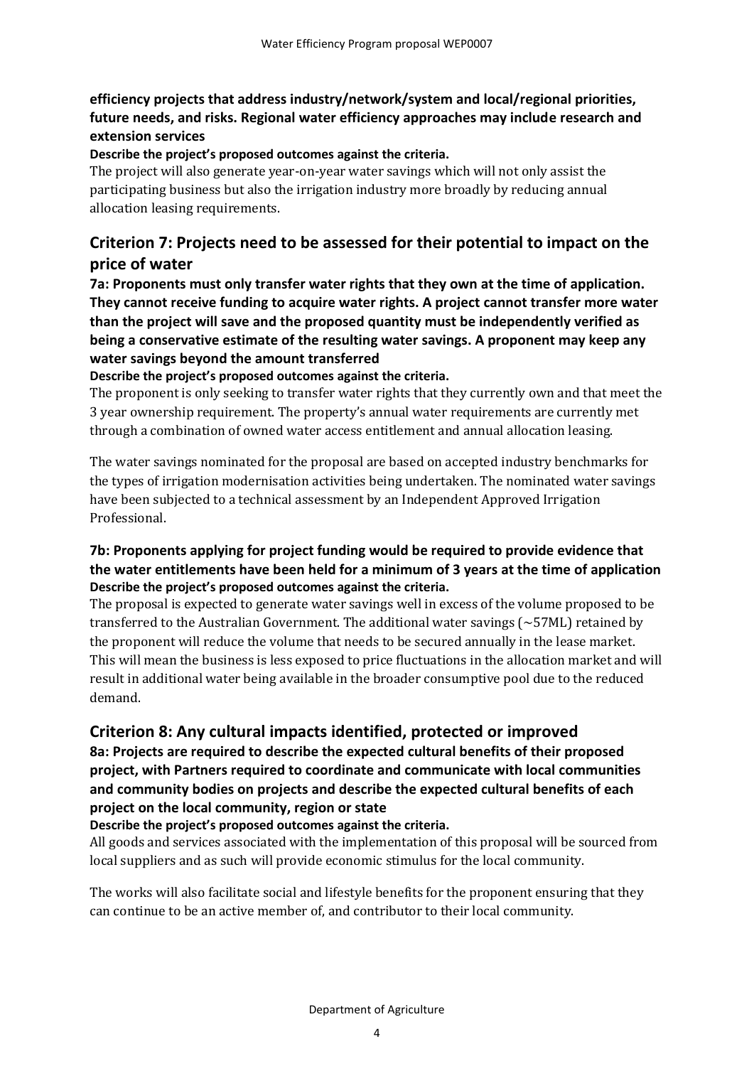**efficiency projects that address industry/network/system and local/regional priorities, future needs, and risks. Regional water efficiency approaches may include research and extension services**

**Describe the project's proposed outcomes against the criteria.**

The project will also generate year-on-year water savings which will not only assist the participating business but also the irrigation industry more broadly by reducing annual allocation leasing requirements.

## Criterion 7: Projects need to be assessed for their potential to impact on the price of water

**7a: Proponents must only transfer water rights that they own at the time of application. They cannot receive funding to acquire water rights. A project cannot transfer more water than the project will save and the proposed quantity must be independently verified as being a conservative estimate of the resulting water savings. A proponent may keep any water savings beyond the amount transferred**

**Describe the project's proposed outcomes against the criteria.**

The proponent is only seeking to transfer water rights that they currently own and that meet the 3 year ownership requirement. The property's annual water requirements are currently met through a combination of owned water access entitlement and annual allocation leasing.

The water savings nominated for the proposal are based on accepted industry benchmarks for the types of irrigation modernisation activities being undertaken. The nominated water savings have been subjected to a technical assessment by an Independent Approved Irrigation Professional.

**7b: Proponents applying for project funding would be required to provide evidence that the water entitlements have been held for a minimum of 3 years at the time of application**

**Describe the project's proposed outcomes against the criteria.**

The proposal is expected to generate water savings well in excess of the volume proposed to be transferred to the Australian Government. The additional water savings (~57ML) retained by the proponent will reduce the volume that needs to be secured annually in the lease market. This will mean the business is less exposed to price fluctuations in the allocation market and will result in additional water being available in the broader consumptive pool due to the reduced demand.

## Criterion 8: Any cultural impacts identified, protected or improved

**8a: Projects are required to describe the expected cultural benefits of their proposed project, with Partners required to coordinate and communicate with local communities and community bodies on projects and describe the expected cultural benefits of each project on the local community, region or state**

**Describe the project's proposed outcomes against the criteria.**

All goods and services associated with the implementation of this proposal will be sourced from local suppliers and as such will provide economic stimulus for the local community.

The works will also facilitate social and lifestyle benefits for the proponent ensuring that they can continue to be an active member of, and contributor to their local community.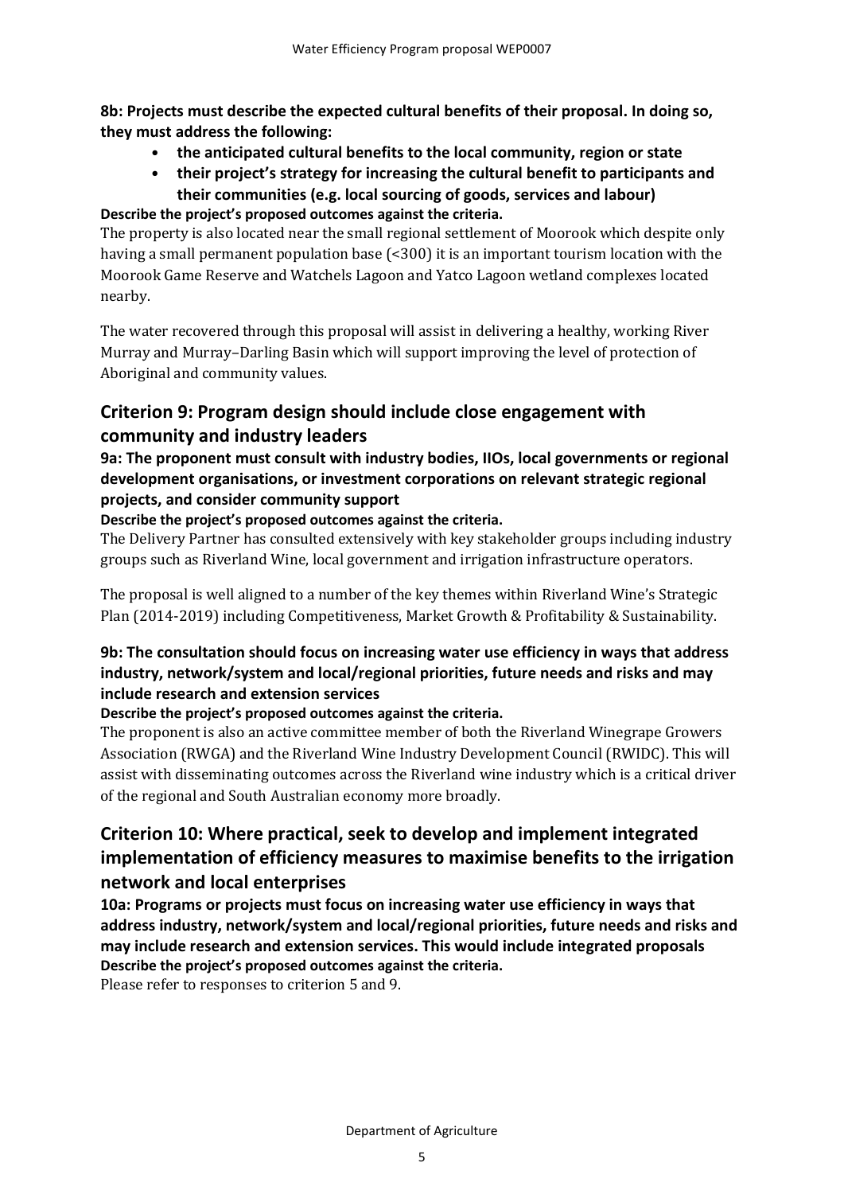**8b: Projects must describe the expected cultural benefits of their proposal. In doing so, they must address the following:**

- **the anticipated cultural benefits to the local community, region or state**
- **their project's strategy for increasing the cultural benefit to participants and their communities (e.g. local sourcing of goods, services and labour)**

**Describe the project's proposed outcomes against the criteria.**

The property is also located near the small regional settlement of Moorook which despite only having a small permanent population base (<300) it is an important tourism location with the Moorook Game Reserve and Watchels Lagoon and Yatco Lagoon wetland complexes located nearby.

The water recovered through this proposal will assist in delivering a healthy, working River Murray and Murray–Darling Basin which will support improving the level of protection of Aboriginal and community values.

## Criterion 9: Program design should include close engagement with community and industry leaders

**9a: The proponent must consult with industry bodies, IIOs, local governments or regional development organisations, or investment corporations on relevant strategic regional projects, and consider community support**

**Describe the project's proposed outcomes against the criteria.**

The Delivery Partner has consulted extensively with key stakeholder groups including industry groups such as Riverland Wine, local government and irrigation infrastructure operators.

The proposal is well aligned to a number of the key themes within Riverland Wine's Strategic Plan (2014-2019) including Competitiveness, Market Growth & Profitability & Sustainability.

**9b: The consultation should focus on increasing water use efficiency in ways that address industry, network/system and local/regional priorities, future needs and risks and may include research and extension services**

**Describe the project's proposed outcomes against the criteria.**

The proponent is also an active committee member of both the Riverland Winegrape Growers Association (RWGA) and the Riverland Wine Industry Development Council (RWIDC). This will assist with disseminating outcomes across the Riverland wine industry which is a critical driver of the regional and South Australian economy more broadly.

## Criterion 10: Where practical, seek to develop and implement integrated implementation of efficiency measures to maximise benefits to the irrigation network and local enterprises

**10a: Programs or projects must focus on increasing water use efficiency in ways that address industry, network/system and local/regional priorities, future needs and risks and may include research and extension services. This would include integrated proposals**

**Describe the project's proposed outcomes against the criteria.**

Please refer to responses to criterion 5 and 9.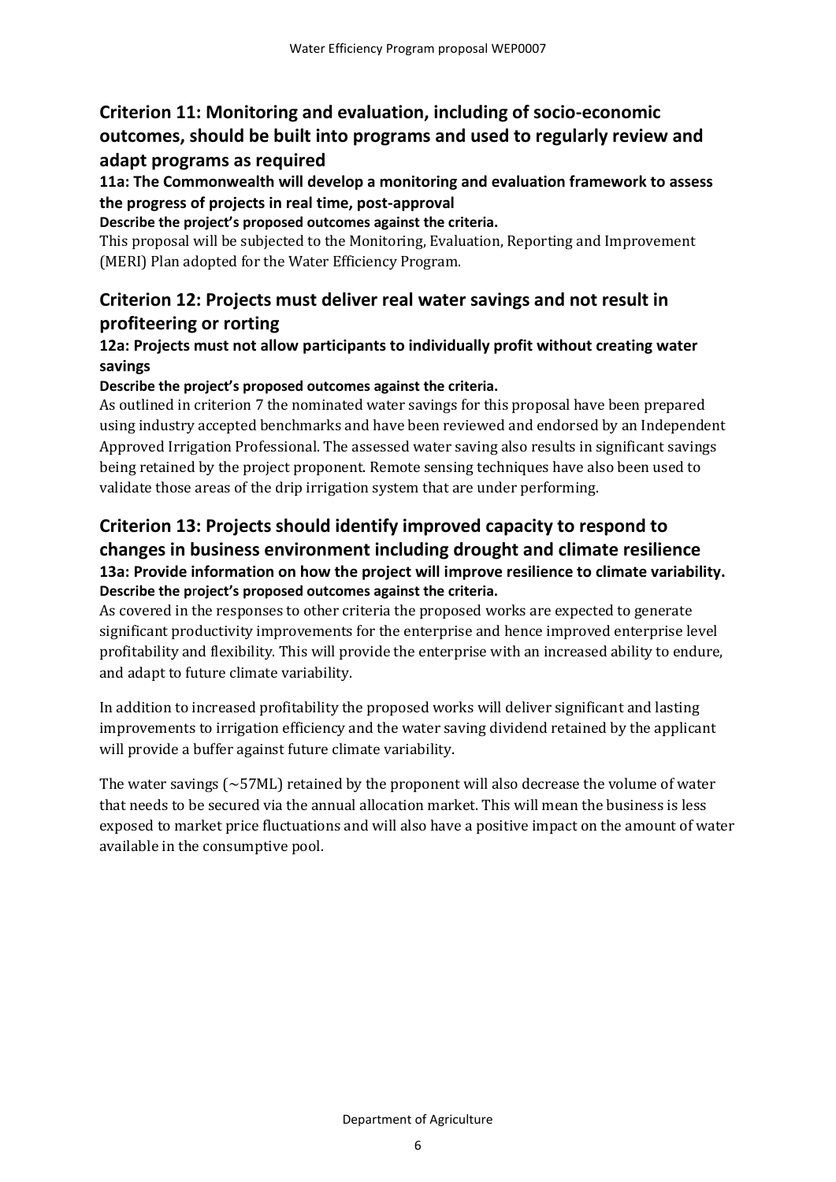## Criterion 11: Monitoring and evaluation, including of socio-economic outcomes, should be built into programs and used to regularly review and adapt programs as required

**11a: The Commonwealth will develop a monitoring and evaluation framework to assess the progress of projects in real time, post-approval**

**Describe the project's proposed outcomes against the criteria.**

This proposal will be subjected to the Monitoring, Evaluation, Reporting and Improvement (MERI) Plan adopted for the Water Efficiency Program.

## Criterion 12: Projects must deliver real water savings and not result in profiteering or rorting

**12a: Projects must not allow participants to individually profit without creating water savings**

**Describe the project's proposed outcomes against the criteria.**

As outlined in criterion 7 the nominated water savings for this proposal have been prepared using industry accepted benchmarks and have been reviewed and endorsed by an Independent Approved Irrigation Professional. The assessed water saving also results in significant savings being retained by the project proponent. Remote sensing techniques have also been used to validate those areas of the drip irrigation system that are under performing.

## Criterion 13: Projects should identify improved capacity to respond to changes in business environment including drought and climate resilience

**13a: Provide information on how the project will improve resilience to climate variability.**

**Describe the project's proposed outcomes against the criteria.**

As covered in the responses to other criteria the proposed works are expected to generate significant productivity improvements for the enterprise and hence improved enterprise level profitability and flexibility. This will provide the enterprise with an increased ability to endure, and adapt to future climate variability.

In addition to increased profitability the proposed works will deliver significant and lasting improvements to irrigation efficiency and the water saving dividend retained by the applicant will provide a buffer against future climate variability.

The water savings (~57ML) retained by the proponent will also decrease the volume of water that needs to be secured via the annual allocation market. This will mean the business is less exposed to market price fluctuations and will also have a positive impact on the amount of water available in the consumptive pool.